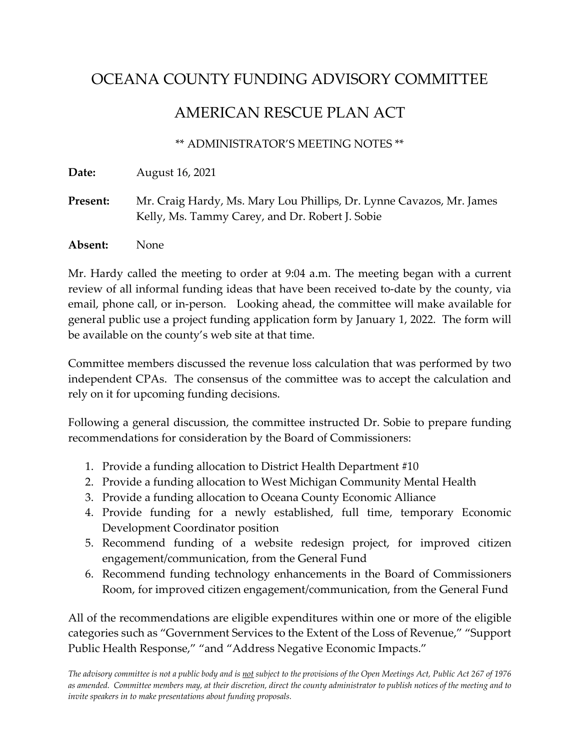# OCEANA COUNTY FUNDING ADVISORY COMMITTEE

# AMERICAN RESCUE PLAN ACT

** ADMINISTRATOR'S MEETING NOTES **

**Date:** August 16, 2021

**Present:** Mr. Craig Hardy, Ms. Mary Lou Phillips, Dr. Lynne Cavazos, Mr. James Kelly, Ms. Tammy Carey, and Dr. Robert J. Sobie

**Absent:** None

Mr. Hardy called the meeting to order at 9:04 a.m. The meeting began with a current review of all informal funding ideas that have been received to-date by the county, via email, phone call, or in-person. Looking ahead, the committee will make available for general public use a project funding application form by January 1, 2022. The form will be available on the county's web site at that time.

Committee members discussed the revenue loss calculation that was performed by two independent CPAs. The consensus of the committee was to accept the calculation and rely on it for upcoming funding decisions.

Following a general discussion, the committee instructed Dr. Sobie to prepare funding recommendations for consideration by the Board of Commissioners:

1. Provide a funding allocation to District Health Department #10
2. Provide a funding allocation to West Michigan Community Mental Health
3. Provide a funding allocation to Oceana County Economic Alliance
4. Provide funding for a newly established, full time, temporary Economic Development Coordinator position
5. Recommend funding of a website redesign project, for improved citizen engagement/communication, from the General Fund
6. Recommend funding technology enhancements in the Board of Commissioners Room, for improved citizen engagement/communication, from the General Fund

All of the recommendations are eligible expenditures within one or more of the eligible categories such as "Government Services to the Extent of the Loss of Revenue," "Support Public Health Response," "and "Address Negative Economic Impacts."

*The advisory committee is not a public body and is not subject to the provisions of the Open Meetings Act, Public Act 267 of 1976 as amended. Committee members may, at their discretion, direct the county administrator to publish notices of the meeting and to invite speakers in to make presentations about funding proposals.*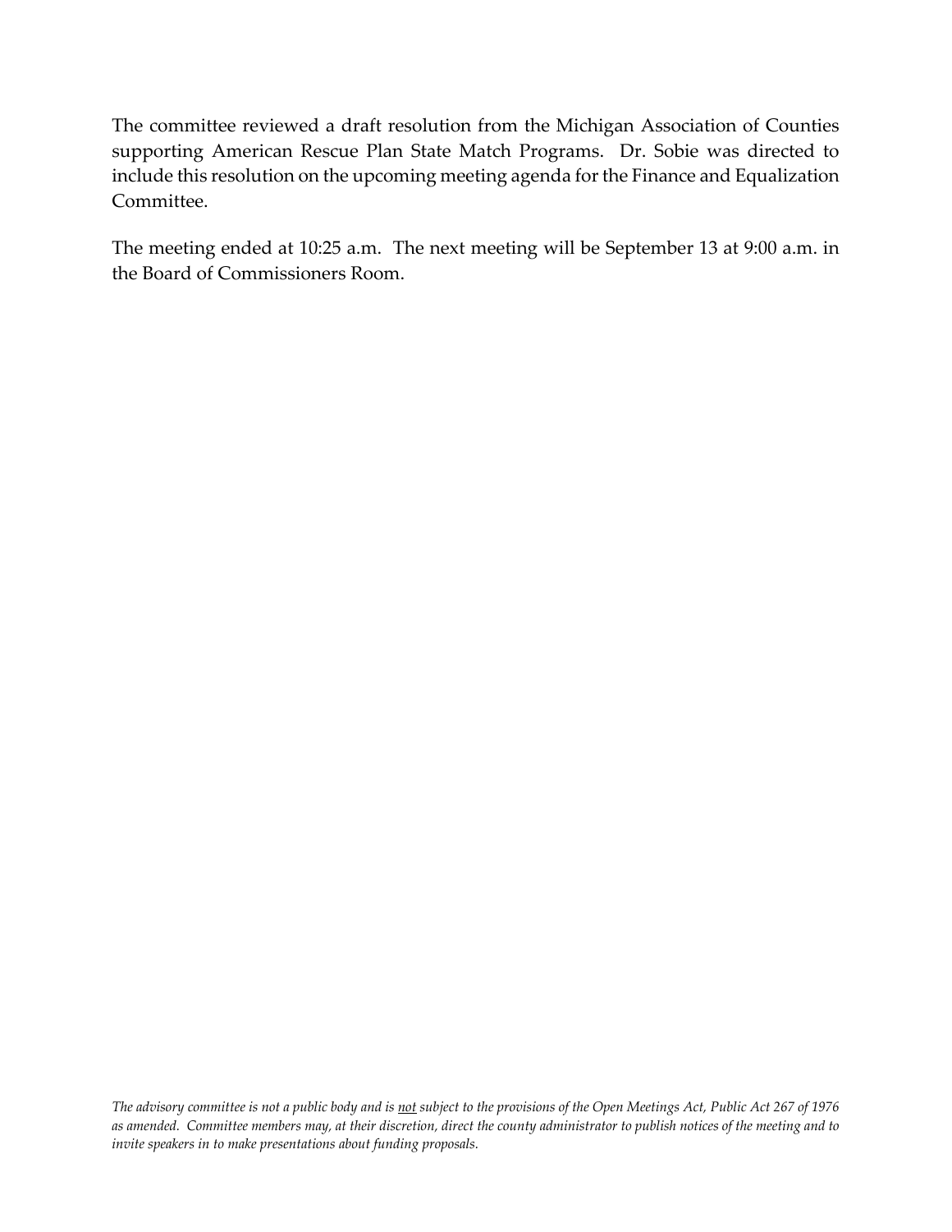The committee reviewed a draft resolution from the Michigan Association of Counties supporting American Rescue Plan State Match Programs. Dr. Sobie was directed to include this resolution on the upcoming meeting agenda for the Finance and Equalization Committee.

The meeting ended at 10:25 a.m. The next meeting will be September 13 at 9:00 a.m. in the Board of Commissioners Room.

*The advisory committee is not a public body and is <u>not</u> subject to the provisions of the Open Meetings Act, Public Act 267 of 1976 as amended. Committee members may, at their discretion, direct the county administrator to publish notices of the meeting and to invite speakers in to make presentations about funding proposals.*